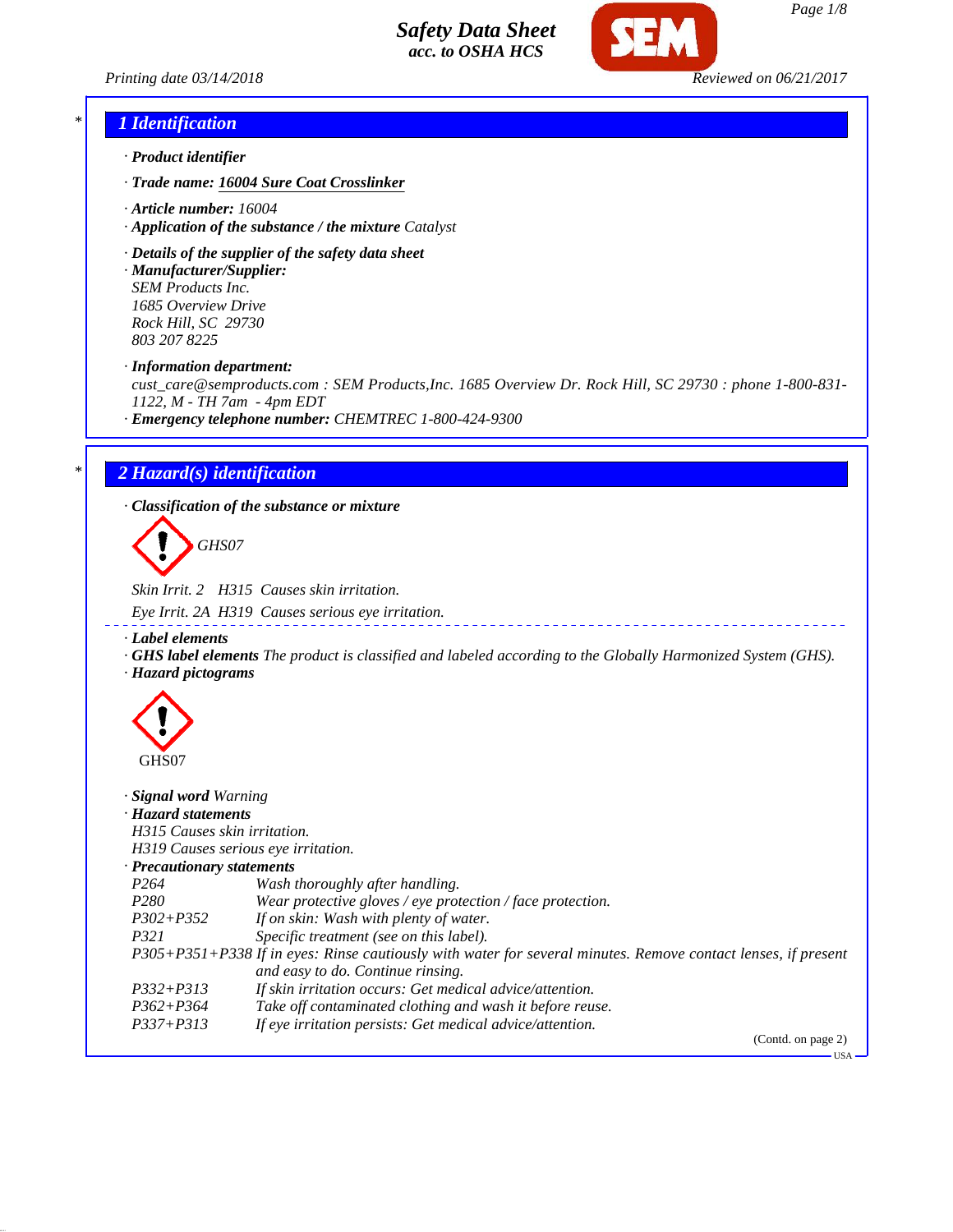# Safety Data Sheet
*acc. to OSHA HCS*

Printing date 03/14/2018 Reviewed on 06/21/2017

## 1 Identification

· **Product identifier**

· **Trade name:** **16004 Sure Coat Crosslinker**

· **Article number:** 16004

· **Application of the substance / the mixture** Catalyst

· **Details of the supplier of the safety data sheet**

· **Manufacturer/Supplier:**
SEM Products Inc.
1685 Overview Drive
Rock Hill, SC 29730
803 207 8225

· **Information department:**
cust_care@semproducts.com : SEM Products,Inc. 1685 Overview Dr. Rock Hill, SC 29730 : phone 1-800-831-1122, M - TH 7am - 4pm EDT

· **Emergency telephone number:** CHEMTREC 1-800-424-9300

## 2 Hazard(s) identification

· **Classification of the substance or mixture**

GHS07

Skin Irrit. 2 H315 Causes skin irritation.

Eye Irrit. 2A H319 Causes serious eye irritation.

· **Label elements**

· **GHS label elements** The product is classified and labeled according to the Globally Harmonized System (GHS).

· **Hazard pictograms**

GHS07

· **Signal word** Warning

· **Hazard statements**
H315 Causes skin irritation.
H319 Causes serious eye irritation.

· **Precautionary statements**

| | |
|---|---|
| P264 | Wash thoroughly after handling. |
| P280 | Wear protective gloves / eye protection / face protection. |
| P302+P352 | If on skin: Wash with plenty of water. |
| P321 | Specific treatment (see on this label). |
| P305+P351+P338 | If in eyes: Rinse cautiously with water for several minutes. Remove contact lenses, if present and easy to do. Continue rinsing. |
| P332+P313 | If skin irritation occurs: Get medical advice/attention. |
| P362+P364 | Take off contaminated clothing and wash it before reuse. |
| P337+P313 | If eye irritation persists: Get medical advice/attention. |

(Contd. on page 2)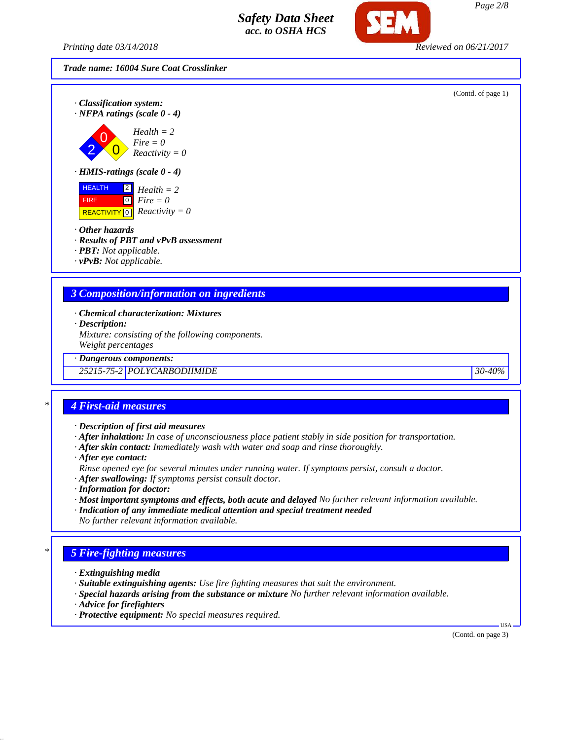Trade name: 16004 Sure Coat Crosslinker

(Contd. of page 1)

· **Classification system:**
· **NFPA ratings (scale 0 - 4)**

Health = 2
Fire = 0
Reactivity = 0

· **HMIS-ratings (scale 0 - 4)**

| | | |
|---|---|---|
| HEALTH | 2 | Health = 2 |
| FIRE | 0 | Fire = 0 |
| REACTIVITY | 0 | Reactivity = 0 |

· **Other hazards**
· **Results of PBT and vPvB assessment**
· **PBT:** Not applicable.
· **vPvB:** Not applicable.

## 3 Composition/information on ingredients

· **Chemical characterization: Mixtures**
· **Description:**
Mixture: consisting of the following components.
Weight percentages

· **Dangerous components:**

| | | |
|---|---|---|
| 25215-75-2 | POLYCARBODIIMIDE | 30-40% |

## 4 First-aid measures

· **Description of first aid measures**
· **After inhalation:** In case of unconsciousness place patient stably in side position for transportation.
· **After skin contact:** Immediately wash with water and soap and rinse thoroughly.
· **After eye contact:**
Rinse opened eye for several minutes under running water. If symptoms persist, consult a doctor.
· **After swallowing:** If symptoms persist consult doctor.
· **Information for doctor:**
· **Most important symptoms and effects, both acute and delayed** No further relevant information available.
· **Indication of any immediate medical attention and special treatment needed**
No further relevant information available.

## 5 Fire-fighting measures

· **Extinguishing media**
· **Suitable extinguishing agents:** Use fire fighting measures that suit the environment.
· **Special hazards arising from the substance or mixture** No further relevant information available.
· **Advice for firefighters**
· **Protective equipment:** No special measures required.

(Contd. on page 3)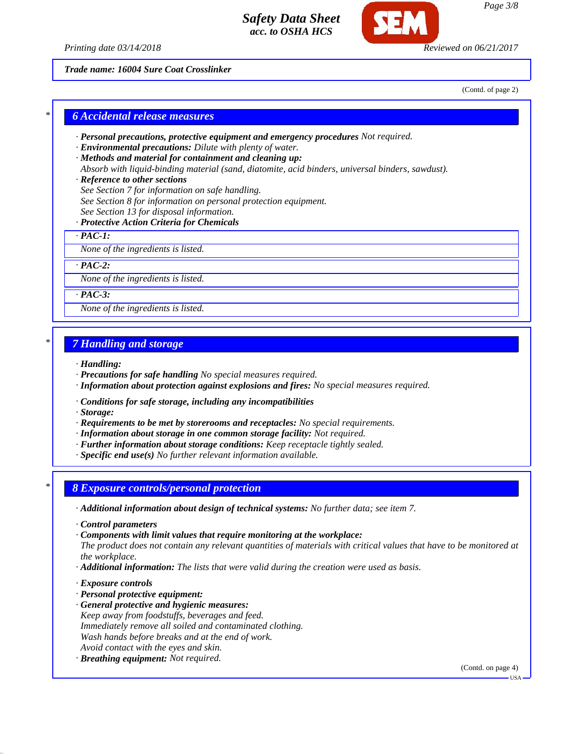**Trade name: 16004 Sure Coat Crosslinker**

(Contd. of page 2)

## 6 Accidental release measures

· **Personal precautions, protective equipment and emergency procedures** Not required.
· **Environmental precautions:** Dilute with plenty of water.
· **Methods and material for containment and cleaning up:**
Absorb with liquid-binding material (sand, diatomite, acid binders, universal binders, sawdust).
· **Reference to other sections**
See Section 7 for information on safe handling.
See Section 8 for information on personal protection equipment.
See Section 13 for disposal information.
· **Protective Action Criteria for Chemicals**

· **PAC-1:**
None of the ingredients is listed.

· **PAC-2:**
None of the ingredients is listed.

· **PAC-3:**
None of the ingredients is listed.

## 7 Handling and storage

· **Handling:**
· **Precautions for safe handling** No special measures required.
· **Information about protection against explosions and fires:** No special measures required.

· **Conditions for safe storage, including any incompatibilities**
· **Storage:**
· **Requirements to be met by storerooms and receptacles:** No special requirements.
· **Information about storage in one common storage facility:** Not required.
· **Further information about storage conditions:** Keep receptacle tightly sealed.
· **Specific end use(s)** No further relevant information available.

## 8 Exposure controls/personal protection

· **Additional information about design of technical systems:** No further data; see item 7.

· **Control parameters**
· **Components with limit values that require monitoring at the workplace:**
The product does not contain any relevant quantities of materials with critical values that have to be monitored at the workplace.
· **Additional information:** The lists that were valid during the creation were used as basis.

· **Exposure controls**
· **Personal protective equipment:**
· **General protective and hygienic measures:**
Keep away from foodstuffs, beverages and feed.
Immediately remove all soiled and contaminated clothing.
Wash hands before breaks and at the end of work.
Avoid contact with the eyes and skin.
· **Breathing equipment:** Not required.

(Contd. on page 4)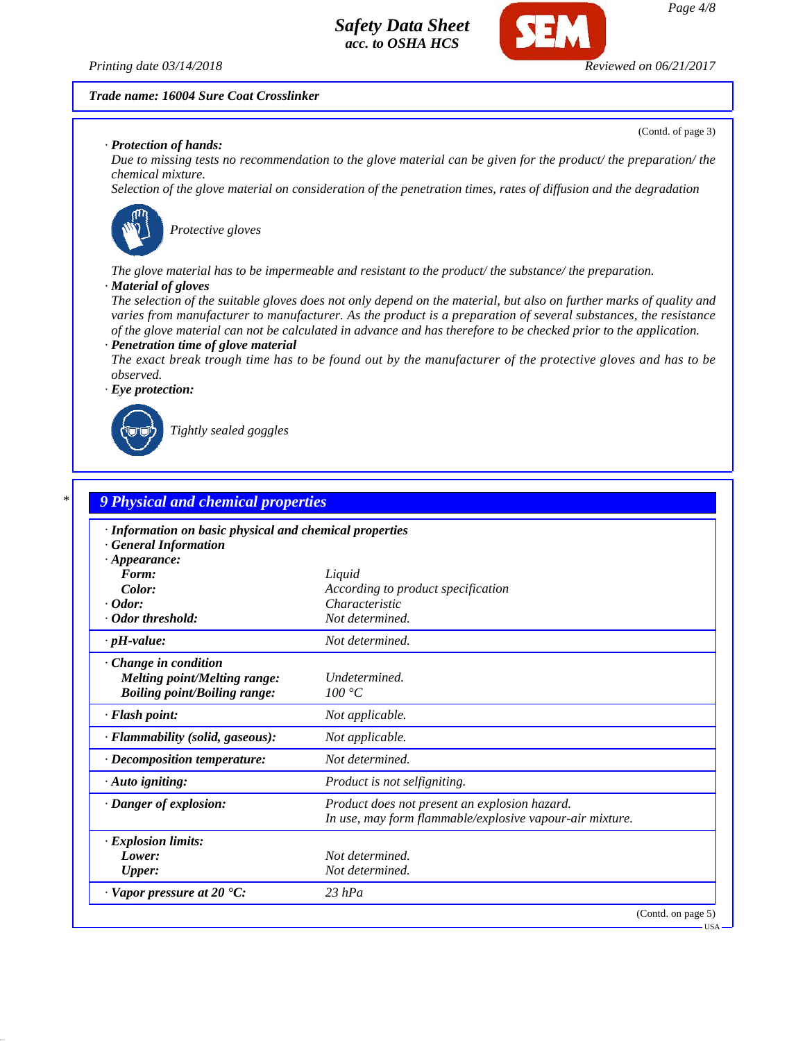**Trade name: 16004 Sure Coat Crosslinker**

(Contd. of page 3)

· **Protection of hands:**
Due to missing tests no recommendation to the glove material can be given for the product/ the preparation/ the chemical mixture.
Selection of the glove material on consideration of the penetration times, rates of diffusion and the degradation

Protective gloves

The glove material has to be impermeable and resistant to the product/ the substance/ the preparation.

· **Material of gloves**
The selection of the suitable gloves does not only depend on the material, but also on further marks of quality and varies from manufacturer to manufacturer. As the product is a preparation of several substances, the resistance of the glove material can not be calculated in advance and has therefore to be checked prior to the application.

· **Penetration time of glove material**
The exact break trough time has to be found out by the manufacturer of the protective gloves and has to be observed.

· **Eye protection:**

Tightly sealed goggles

\*

## 9 Physical and chemical properties

| · **Information on basic physical and chemical properties** | |
|---|---|
| · **General Information** | |
| · **Appearance:** | |
| **Form:** | Liquid |
| **Color:** | According to product specification |
| · **Odor:** | Characteristic |
| · **Odor threshold:** | Not determined. |
| · **pH-value:** | Not determined. |
| · **Change in condition** | |
| **Melting point/Melting range:** | Undetermined. |
| **Boiling point/Boiling range:** | 100 °C |
| · **Flash point:** | Not applicable. |
| · **Flammability (solid, gaseous):** | Not applicable. |
| · **Decomposition temperature:** | Not determined. |
| · **Auto igniting:** | Product is not selfigniting. |
| · **Danger of explosion:** | Product does not present an explosion hazard. In use, may form flammable/explosive vapour-air mixture. |
| · **Explosion limits:** | |
| **Lower:** | Not determined. |
| **Upper:** | Not determined. |
| · **Vapor pressure at 20 °C:** | 23 hPa |

(Contd. on page 5)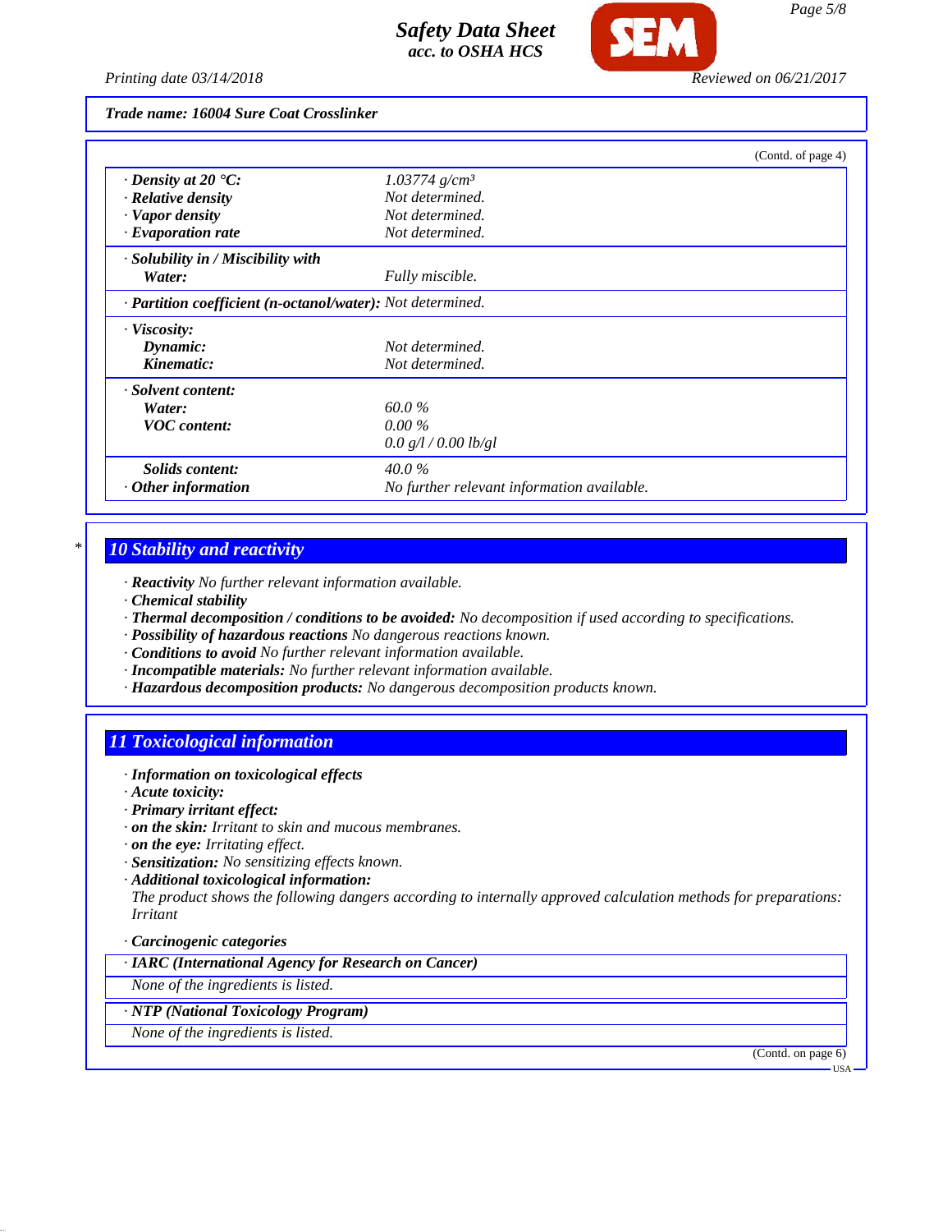**Trade name: 16004 Sure Coat Crosslinker**

(Contd. of page 4)

| | |
|---|---|
| · **Density at 20 °C:** | 1.03774 g/cm³ |
| · **Relative density** | Not determined. |
| · **Vapor density** | Not determined. |
| · **Evaporation rate** | Not determined. |
| · **Solubility in / Miscibility with** | |
| **Water:** | Fully miscible. |
| · **Partition coefficient (n-octanol/water):** | Not determined. |
| · **Viscosity:** | |
| **Dynamic:** | Not determined. |
| **Kinematic:** | Not determined. |
| · **Solvent content:** | |
| **Water:** | 60.0 % |
| **VOC content:** | 0.00 % |
| | 0.0 g/l / 0.00 lb/gl |
| **Solids content:** | 40.0 % |
| · **Other information** | No further relevant information available. |

## 10 Stability and reactivity

· **Reactivity** No further relevant information available.
· **Chemical stability**
· **Thermal decomposition / conditions to be avoided:** No decomposition if used according to specifications.
· **Possibility of hazardous reactions** No dangerous reactions known.
· **Conditions to avoid** No further relevant information available.
· **Incompatible materials:** No further relevant information available.
· **Hazardous decomposition products:** No dangerous decomposition products known.

## 11 Toxicological information

· **Information on toxicological effects**
· **Acute toxicity:**
· **Primary irritant effect:**
· **on the skin:** Irritant to skin and mucous membranes.
· **on the eye:** Irritating effect.
· **Sensitization:** No sensitizing effects known.
· **Additional toxicological information:**
The product shows the following dangers according to internally approved calculation methods for preparations:
Irritant

· **Carcinogenic categories**

· **IARC (International Agency for Research on Cancer)**

None of the ingredients is listed.

· **NTP (National Toxicology Program)**

None of the ingredients is listed.

(Contd. on page 6)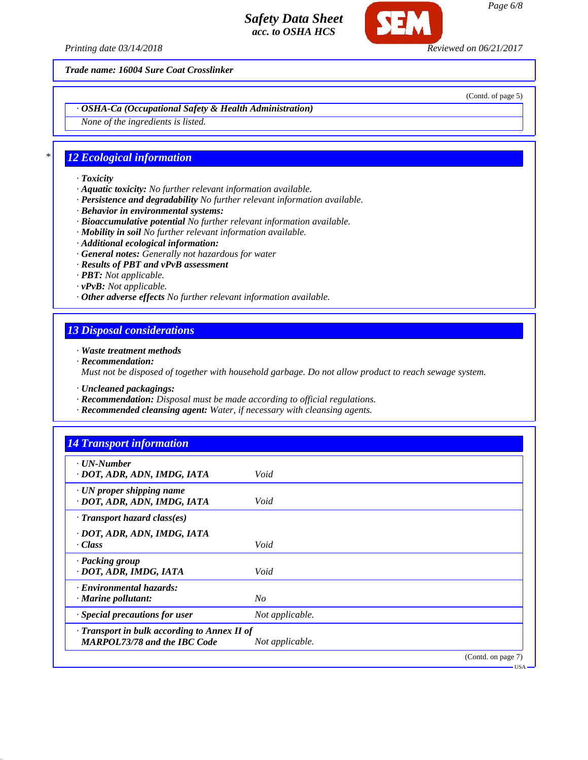**Trade name: 16004 Sure Coat Crosslinker**

(Contd. of page 5)

· **OSHA-Ca (Occupational Safety & Health Administration)**

None of the ingredients is listed.

## 12 Ecological information

· **Toxicity**
· **Aquatic toxicity:** No further relevant information available.
· **Persistence and degradability** No further relevant information available.
· **Behavior in environmental systems:**
· **Bioaccumulative potential** No further relevant information available.
· **Mobility in soil** No further relevant information available.
· **Additional ecological information:**
· **General notes:** Generally not hazardous for water
· **Results of PBT and vPvB assessment**
· **PBT:** Not applicable.
· **vPvB:** Not applicable.
· **Other adverse effects** No further relevant information available.

## 13 Disposal considerations

· **Waste treatment methods**
· **Recommendation:**
Must not be disposed of together with household garbage. Do not allow product to reach sewage system.

· **Uncleaned packagings:**
· **Recommendation:** Disposal must be made according to official regulations.
· **Recommended cleansing agent:** Water, if necessary with cleansing agents.

## 14 Transport information

| | |
|---|---|
| · **UN-Number** | |
| · **DOT, ADR, ADN, IMDG, IATA** | Void |
| · **UN proper shipping name** | |
| · **DOT, ADR, ADN, IMDG, IATA** | Void |
| · **Transport hazard class(es)** | |
| · **DOT, ADR, ADN, IMDG, IATA** | |
| · **Class** | Void |
| · **Packing group** | |
| · **DOT, ADR, IMDG, IATA** | Void |
| · **Environmental hazards:** | |
| · **Marine pollutant:** | No |
| · **Special precautions for user** | Not applicable. |
| · **Transport in bulk according to Annex II of MARPOL73/78 and the IBC Code** | Not applicable. |

(Contd. on page 7)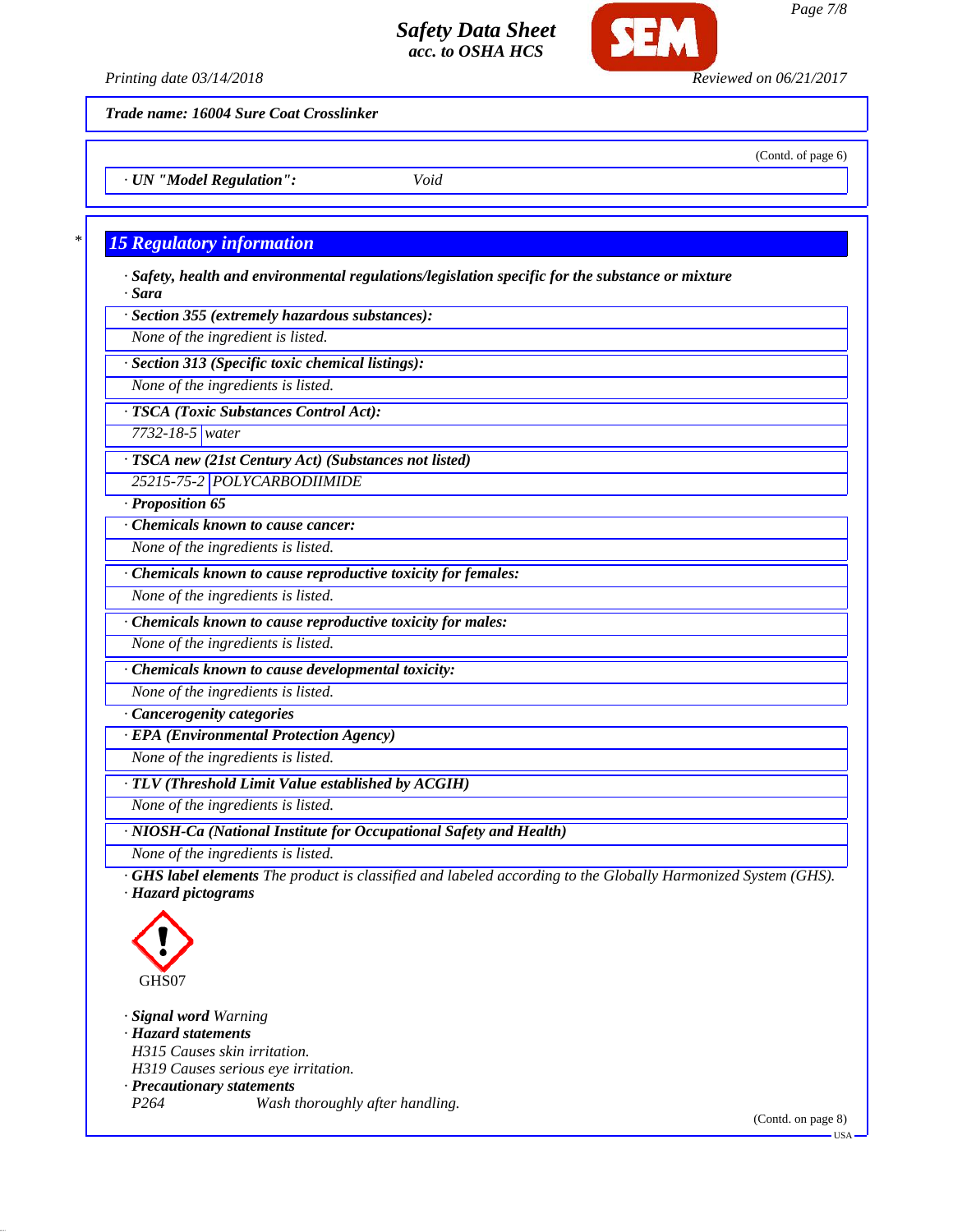Trade name: 16004 Sure Coat Crosslinker

(Contd. of page 6)

· UN "Model Regulation": Void

## 15 Regulatory information

· **Safety, health and environmental regulations/legislation specific for the substance or mixture**

· **Sara**

· **Section 355 (extremely hazardous substances):**

None of the ingredient is listed.

· **Section 313 (Specific toxic chemical listings):**

None of the ingredients is listed.

· **TSCA (Toxic Substances Control Act):**

| 7732-18-5 | water |
|---|---|

· **TSCA new (21st Century Act) (Substances not listed)**

| 25215-75-2 | POLYCARBODIIMIDE |
|---|---|

· **Proposition 65**

· **Chemicals known to cause cancer:**

None of the ingredients is listed.

· **Chemicals known to cause reproductive toxicity for females:**

None of the ingredients is listed.

· **Chemicals known to cause reproductive toxicity for males:**

None of the ingredients is listed.

· **Chemicals known to cause developmental toxicity:**

None of the ingredients is listed.

· **Cancerogenity categories**

· **EPA (Environmental Protection Agency)**

None of the ingredients is listed.

· **TLV (Threshold Limit Value established by ACGIH)**

None of the ingredients is listed.

· **NIOSH-Ca (National Institute for Occupational Safety and Health)**

None of the ingredients is listed.

· **GHS label elements** The product is classified and labeled according to the Globally Harmonized System (GHS).

· **Hazard pictograms**

GHS07

· **Signal word** Warning

· **Hazard statements**

H315 Causes skin irritation.

H319 Causes serious eye irritation.

· **Precautionary statements**

P264 Wash thoroughly after handling.

(Contd. on page 8)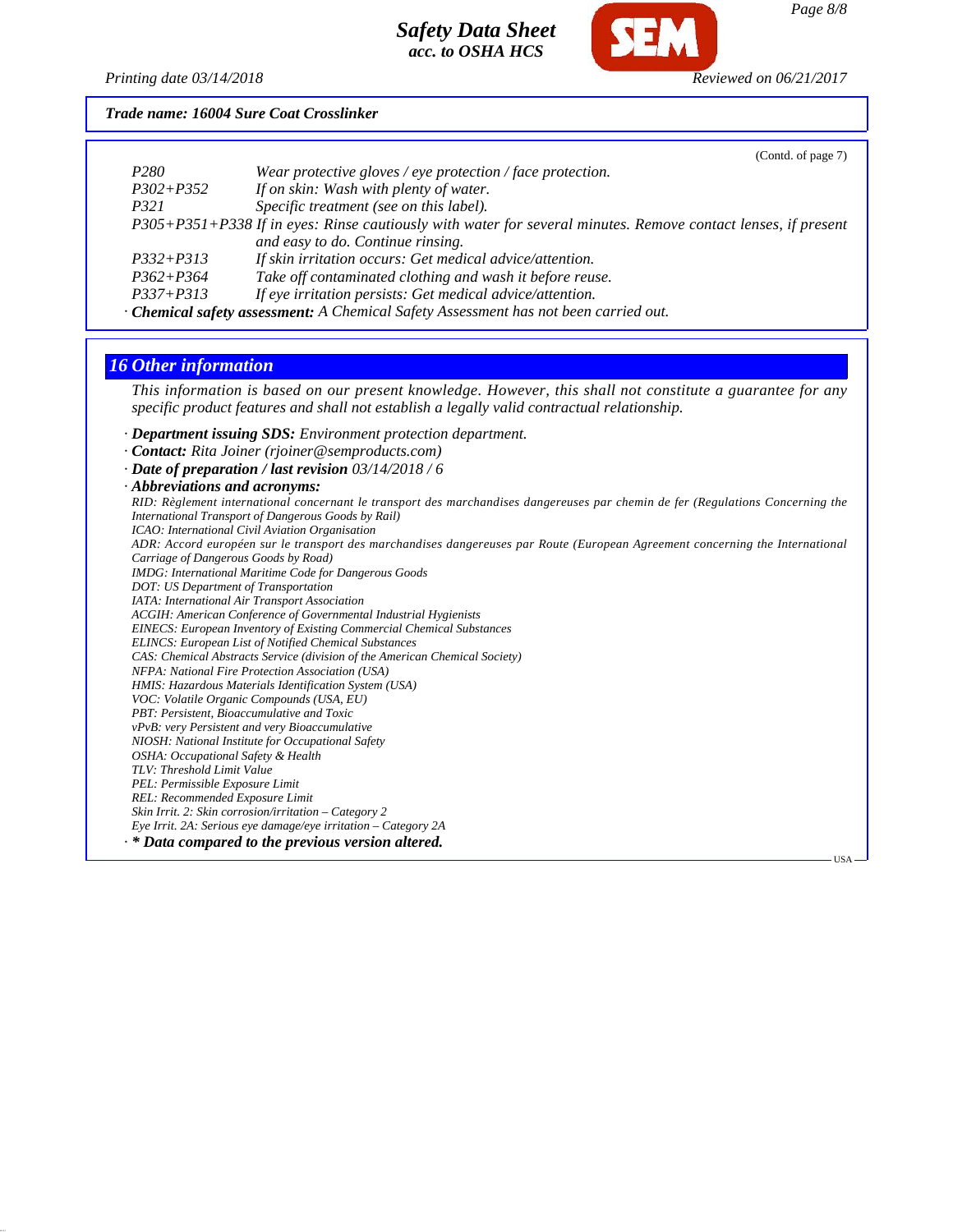**Trade name: 16004 Sure Coat Crosslinker**

(Contd. of page 7)

| | |
|---|---|
| P280 | Wear protective gloves / eye protection / face protection. |
| P302+P352 | If on skin: Wash with plenty of water. |
| P321 | Specific treatment (see on this label). |
| P305+P351+P338 | If in eyes: Rinse cautiously with water for several minutes. Remove contact lenses, if present and easy to do. Continue rinsing. |
| P332+P313 | If skin irritation occurs: Get medical advice/attention. |
| P362+P364 | Take off contaminated clothing and wash it before reuse. |
| P337+P313 | If eye irritation persists: Get medical advice/attention. |

· **Chemical safety assessment:** A Chemical Safety Assessment has not been carried out.

## 16 Other information

This information is based on our present knowledge. However, this shall not constitute a guarantee for any specific product features and shall not establish a legally valid contractual relationship.

· **Department issuing SDS:** Environment protection department.
· **Contact:** Rita Joiner (rjoiner@semproducts.com)
· **Date of preparation / last revision** 03/14/2018 / 6
· **Abbreviations and acronyms:**

RID: Règlement international concernant le transport des marchandises dangereuses par chemin de fer (Regulations Concerning the International Transport of Dangerous Goods by Rail)
ICAO: International Civil Aviation Organisation
ADR: Accord européen sur le transport des marchandises dangereuses par Route (European Agreement concerning the International Carriage of Dangerous Goods by Road)
IMDG: International Maritime Code for Dangerous Goods
DOT: US Department of Transportation
IATA: International Air Transport Association
ACGIH: American Conference of Governmental Industrial Hygienists
EINECS: European Inventory of Existing Commercial Chemical Substances
ELINCS: European List of Notified Chemical Substances
CAS: Chemical Abstracts Service (division of the American Chemical Society)
NFPA: National Fire Protection Association (USA)
HMIS: Hazardous Materials Identification System (USA)
VOC: Volatile Organic Compounds (USA, EU)
PBT: Persistent, Bioaccumulative and Toxic
vPvB: very Persistent and very Bioaccumulative
NIOSH: National Institute for Occupational Safety
OSHA: Occupational Safety & Health
TLV: Threshold Limit Value
PEL: Permissible Exposure Limit
REL: Recommended Exposure Limit
Skin Irrit. 2: Skin corrosion/irritation – Category 2
Eye Irrit. 2A: Serious eye damage/eye irritation – Category 2A

· ***** **Data compared to the previous version altered.**